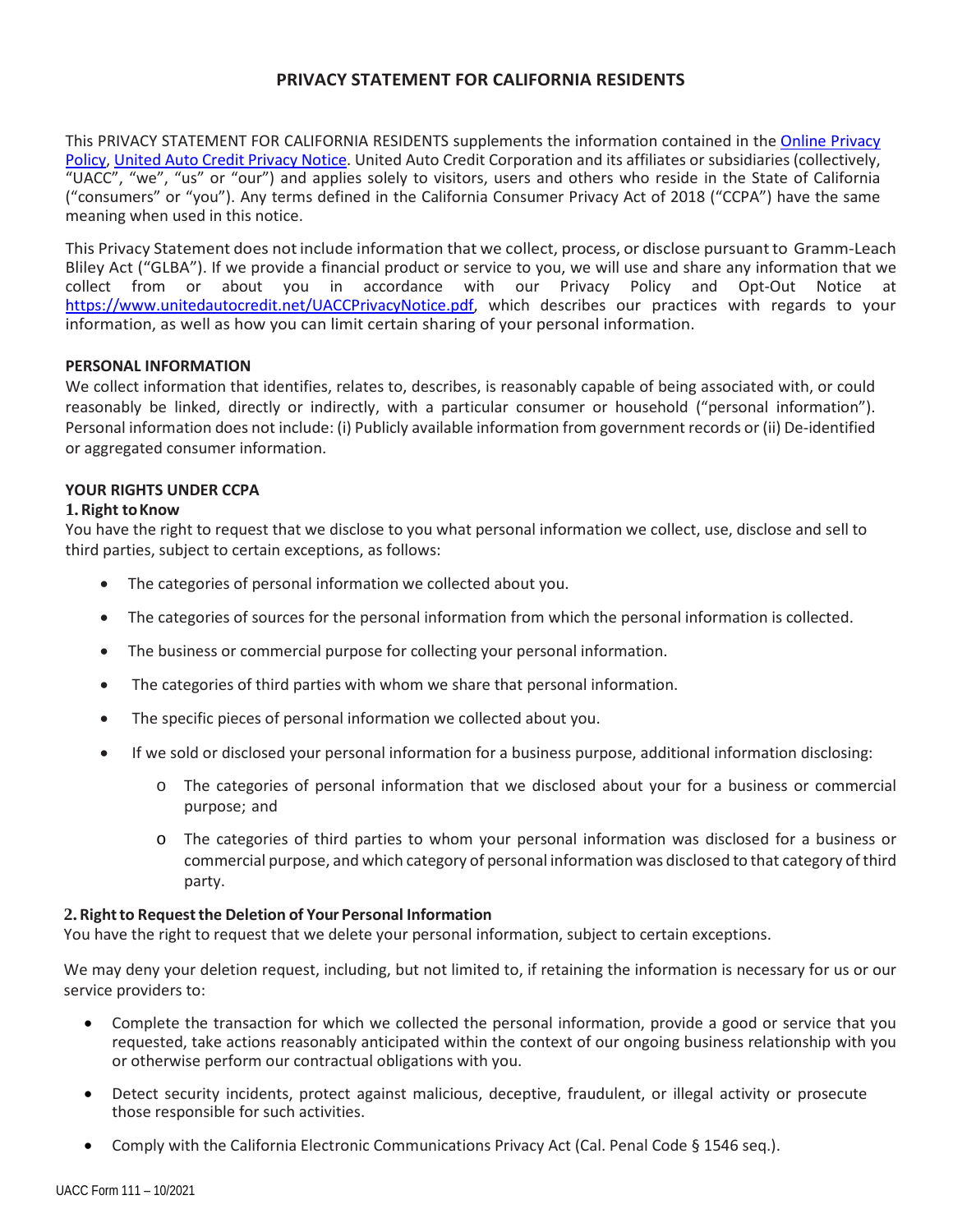# PRIVACY STATEMENT FOR CALIFORNIA RESIDENTS

This PRIVACY STATEMENT FOR CALIFORNIA RESIDENTS supplements the information contained in the Online Privacy Policy, United Auto Credit Privacy Notice. United Auto Credit Corporation and its affiliates or subsidiaries (collectively, "UACC", "we", "us" or "our") and applies solely to visitors, users and others who reside in the State of California ("consumers" or "you"). Any terms defined in the California Consumer Privacy Act of 2018 ("CCPA") have the same meaning when used in this notice.

This Privacy Statement does not include information that we collect, process, or disclose pursuant to Gramm-Leach Bliley Act ("GLBA"). If we provide a financial product or service to you, we will use and share any information that we collect from or about you in accordance with our Privacy Policy and Opt-Out Notice at https://www.unitedautocredit.net/UACCPrivacyNotice.pdf, which describes our practices with regards to your information, as well as how you can limit certain sharing of your personal information.

**PERSONAL INFORMATION**

We collect information that identifies, relates to, describes, is reasonably capable of being associated with, or could reasonably be linked, directly or indirectly, with a particular consumer or household ("personal information"). Personal information does not include: (i) Publicly available information from government records or (ii) De-identified or aggregated consumer information.

**YOUR RIGHTS UNDER CCPA**

**1. Right to Know**

You have the right to request that we disclose to you what personal information we collect, use, disclose and sell to third parties, subject to certain exceptions, as follows:

- The categories of personal information we collected about you.
- The categories of sources for the personal information from which the personal information is collected.
- The business or commercial purpose for collecting your personal information.
- The categories of third parties with whom we share that personal information.
- The specific pieces of personal information we collected about you.
- If we sold or disclosed your personal information for a business purpose, additional information disclosing:
  - The categories of personal information that we disclosed about your for a business or commercial purpose; and
  - The categories of third parties to whom your personal information was disclosed for a business or commercial purpose, and which category of personal information was disclosed to that category of third party.

**2. Right to Request the Deletion of Your Personal Information**

You have the right to request that we delete your personal information, subject to certain exceptions.

We may deny your deletion request, including, but not limited to, if retaining the information is necessary for us or our service providers to:

- Complete the transaction for which we collected the personal information, provide a good or service that you requested, take actions reasonably anticipated within the context of our ongoing business relationship with you or otherwise perform our contractual obligations with you.
- Detect security incidents, protect against malicious, deceptive, fraudulent, or illegal activity or prosecute those responsible for such activities.
- Comply with the California Electronic Communications Privacy Act (Cal. Penal Code § 1546 seq.).

UACC Form 111 – 10/2021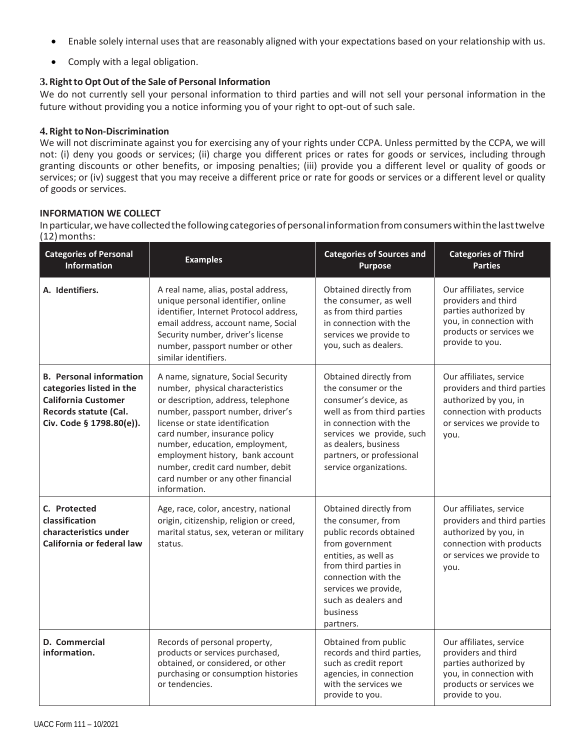- Enable solely internal uses that are reasonably aligned with your expectations based on your relationship with us.
- Comply with a legal obligation.

### 3. Right to Opt Out of the Sale of Personal Information

We do not currently sell your personal information to third parties and will not sell your personal information in the future without providing you a notice informing you of your right to opt-out of such sale.

### 4. Right to Non-Discrimination

We will not discriminate against you for exercising any of your rights under CCPA. Unless permitted by the CCPA, we will not: (i) deny you goods or services; (ii) charge you different prices or rates for goods or services, including through granting discounts or other benefits, or imposing penalties; (iii) provide you a different level or quality of goods or services; or (iv) suggest that you may receive a different price or rate for goods or services or a different level or quality of goods or services.

### INFORMATION WE COLLECT

In particular, we have collected the following categories of personal information from consumers within the last twelve (12) months:

| Categories of Personal Information | Examples | Categories of Sources and Purpose | Categories of Third Parties |
|---|---|---|---|
| **A. Identifiers.** | A real name, alias, postal address, unique personal identifier, online identifier, Internet Protocol address, email address, account name, Social Security number, driver's license number, passport number or other similar identifiers. | Obtained directly from the consumer, as well as from third parties in connection with the services we provide to you, such as dealers. | Our affiliates, service providers and third parties authorized by you, in connection with products or services we provide to you. |
| **B. Personal information categories listed in the California Customer Records statute (Cal. Civ. Code § 1798.80(e)).** | A name, signature, Social Security number, physical characteristics or description, address, telephone number, passport number, driver's license or state identification card number, insurance policy number, education, employment, employment history, bank account number, credit card number, debit card number or any other financial information. | Obtained directly from the consumer or the consumer's device, as well as from third parties in connection with the services we provide, such as dealers, business partners, or professional service organizations. | Our affiliates, service providers and third parties authorized by you, in connection with products or services we provide to you. |
| **C. Protected classification characteristics under California or federal law** | Age, race, color, ancestry, national origin, citizenship, religion or creed, marital status, sex, veteran or military status. | Obtained directly from the consumer, from public records obtained from government entities, as well as from third parties in connection with the services we provide, such as dealers and business partners. | Our affiliates, service providers and third parties authorized by you, in connection with products or services we provide to you. |
| **D. Commercial information.** | Records of personal property, products or services purchased, obtained, or considered, or other purchasing or consumption histories or tendencies. | Obtained from public records and third parties, such as credit report agencies, in connection with the services we provide to you. | Our affiliates, service providers and third parties authorized by you, in connection with products or services we provide to you. |

UACC Form 111 – 10/2021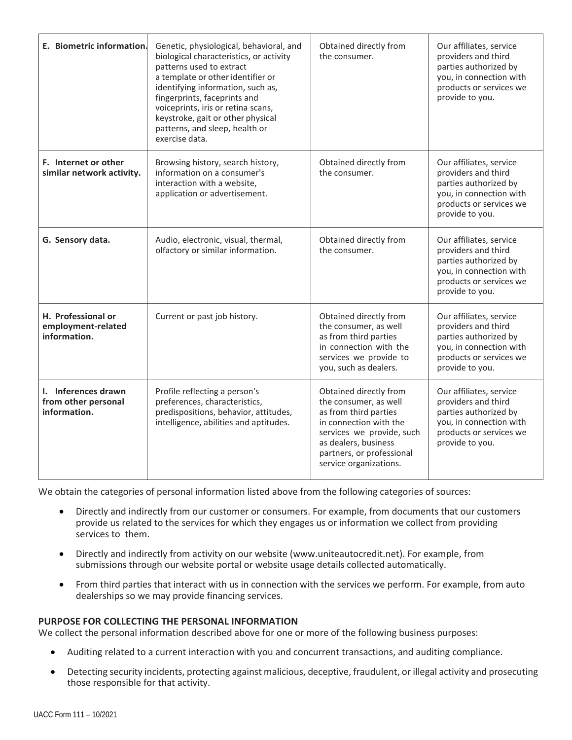| | | | |
|---|---|---|---|
| **E. Biometric information.** | Genetic, physiological, behavioral, and biological characteristics, or activity patterns used to extract a template or other identifier or identifying information, such as, fingerprints, faceprints and voiceprints, iris or retina scans, keystroke, gait or other physical patterns, and sleep, health or exercise data. | Obtained directly from the consumer. | Our affiliates, service providers and third parties authorized by you, in connection with products or services we provide to you. |
| **F. Internet or other similar network activity.** | Browsing history, search history, information on a consumer's interaction with a website, application or advertisement. | Obtained directly from the consumer. | Our affiliates, service providers and third parties authorized by you, in connection with products or services we provide to you. |
| **G. Sensory data.** | Audio, electronic, visual, thermal, olfactory or similar information. | Obtained directly from the consumer. | Our affiliates, service providers and third parties authorized by you, in connection with products or services we provide to you. |
| **H. Professional or employment-related information.** | Current or past job history. | Obtained directly from the consumer, as well as from third parties in connection with the services we provide to you, such as dealers. | Our affiliates, service providers and third parties authorized by you, in connection with products or services we provide to you. |
| **I. Inferences drawn from other personal information.** | Profile reflecting a person's preferences, characteristics, predispositions, behavior, attitudes, intelligence, abilities and aptitudes. | Obtained directly from the consumer, as well as from third parties in connection with the services we provide, such as dealers, business partners, or professional service organizations. | Our affiliates, service providers and third parties authorized by you, in connection with products or services we provide to you. |

We obtain the categories of personal information listed above from the following categories of sources:

- Directly and indirectly from our customer or consumers. For example, from documents that our customers provide us related to the services for which they engages us or information we collect from providing services to them.
- Directly and indirectly from activity on our website (www.uniteautocredit.net). For example, from submissions through our website portal or website usage details collected automatically.
- From third parties that interact with us in connection with the services we perform. For example, from auto dealerships so we may provide financing services.

**PURPOSE FOR COLLECTING THE PERSONAL INFORMATION**

We collect the personal information described above for one or more of the following business purposes:

- Auditing related to a current interaction with you and concurrent transactions, and auditing compliance.
- Detecting security incidents, protecting against malicious, deceptive, fraudulent, or illegal activity and prosecuting those responsible for that activity.

UACC Form 111 – 10/2021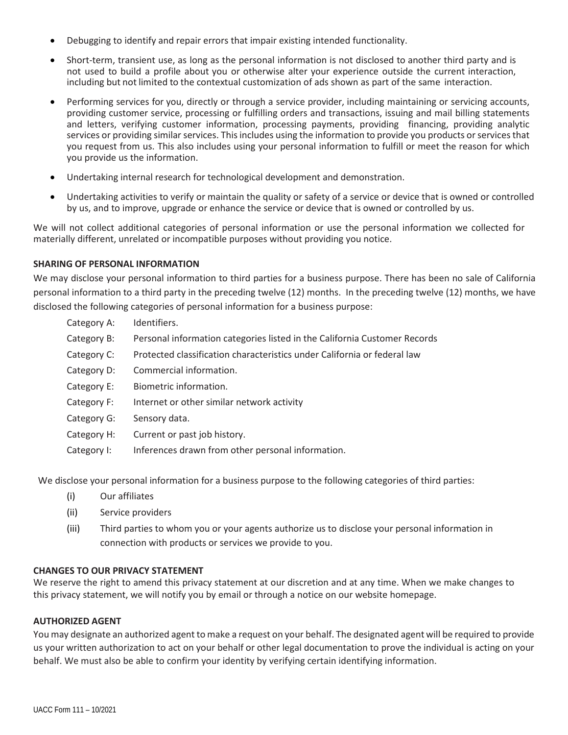- Debugging to identify and repair errors that impair existing intended functionality.
- Short-term, transient use, as long as the personal information is not disclosed to another third party and is not used to build a profile about you or otherwise alter your experience outside the current interaction, including but not limited to the contextual customization of ads shown as part of the same interaction.
- Performing services for you, directly or through a service provider, including maintaining or servicing accounts, providing customer service, processing or fulfilling orders and transactions, issuing and mail billing statements and letters, verifying customer information, processing payments, providing financing, providing analytic services or providing similar services. This includes using the information to provide you products or services that you request from us. This also includes using your personal information to fulfill or meet the reason for which you provide us the information.
- Undertaking internal research for technological development and demonstration.
- Undertaking activities to verify or maintain the quality or safety of a service or device that is owned or controlled by us, and to improve, upgrade or enhance the service or device that is owned or controlled by us.

We will not collect additional categories of personal information or use the personal information we collected for materially different, unrelated or incompatible purposes without providing you notice.

**SHARING OF PERSONAL INFORMATION**

We may disclose your personal information to third parties for a business purpose. There has been no sale of California personal information to a third party in the preceding twelve (12) months. In the preceding twelve (12) months, we have disclosed the following categories of personal information for a business purpose:

- Category A: Identifiers.
- Category B: Personal information categories listed in the California Customer Records
- Category C: Protected classification characteristics under California or federal law
- Category D: Commercial information.
- Category E: Biometric information.
- Category F: Internet or other similar network activity
- Category G: Sensory data.
- Category H: Current or past job history.
- Category I: Inferences drawn from other personal information.

We disclose your personal information for a business purpose to the following categories of third parties:

- (i) Our affiliates
- (ii) Service providers
- (iii) Third parties to whom you or your agents authorize us to disclose your personal information in connection with products or services we provide to you.

**CHANGES TO OUR PRIVACY STATEMENT**

We reserve the right to amend this privacy statement at our discretion and at any time. When we make changes to this privacy statement, we will notify you by email or through a notice on our website homepage.

**AUTHORIZED AGENT**

You may designate an authorized agent to make a request on your behalf. The designated agent will be required to provide us your written authorization to act on your behalf or other legal documentation to prove the individual is acting on your behalf. We must also be able to confirm your identity by verifying certain identifying information.

UACC Form 111 – 10/2021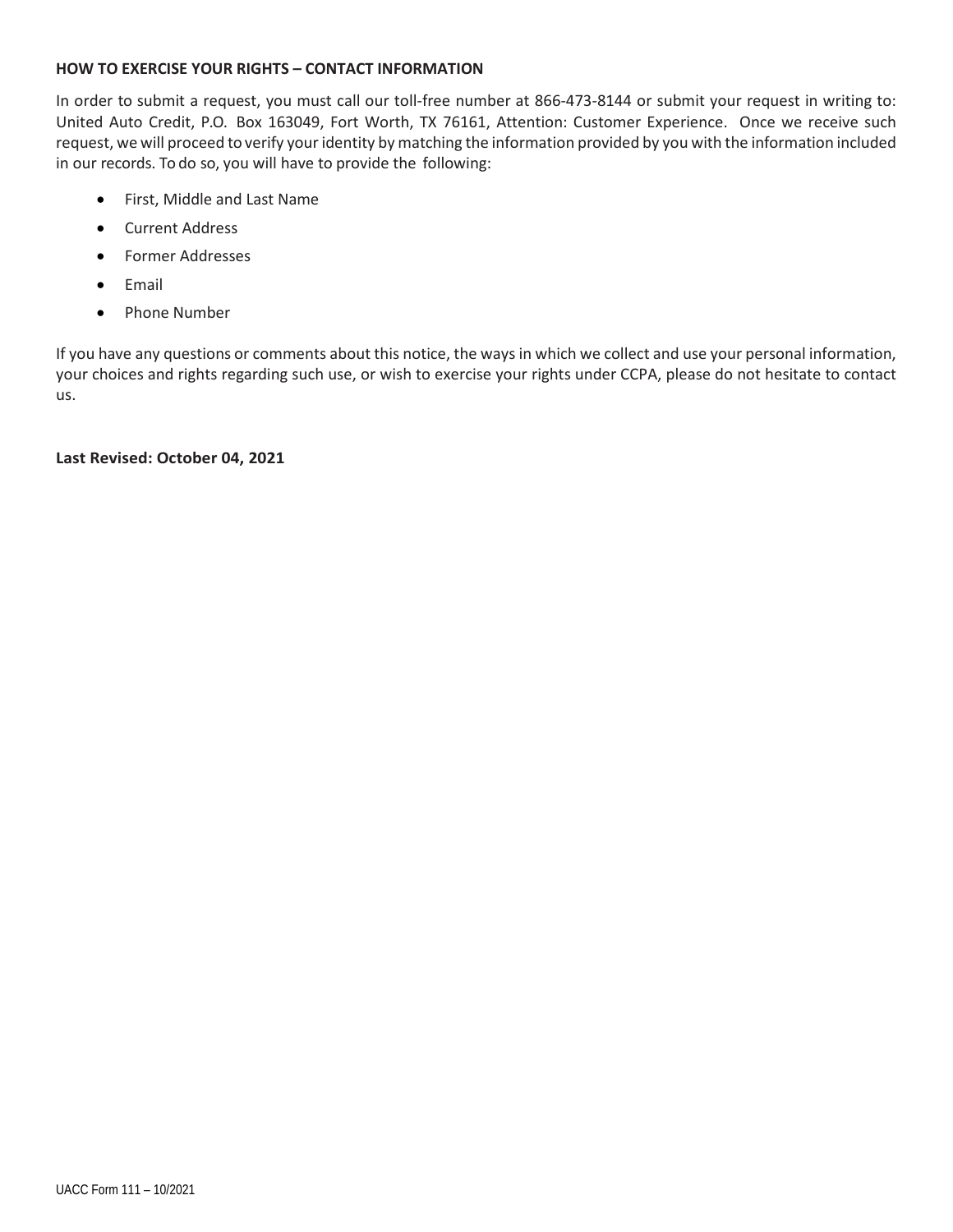**HOW TO EXERCISE YOUR RIGHTS – CONTACT INFORMATION**

In order to submit a request, you must call our toll-free number at 866-473-8144 or submit your request in writing to: United Auto Credit, P.O. Box 163049, Fort Worth, TX 76161, Attention: Customer Experience. Once we receive such request, we will proceed to verify your identity by matching the information provided by you with the information included in our records. To do so, you will have to provide the following:

- First, Middle and Last Name
- Current Address
- Former Addresses
- Email
- Phone Number

If you have any questions or comments about this notice, the ways in which we collect and use your personal information, your choices and rights regarding such use, or wish to exercise your rights under CCPA, please do not hesitate to contact us.

**Last Revised: October 04, 2021**

UACC Form 111 – 10/2021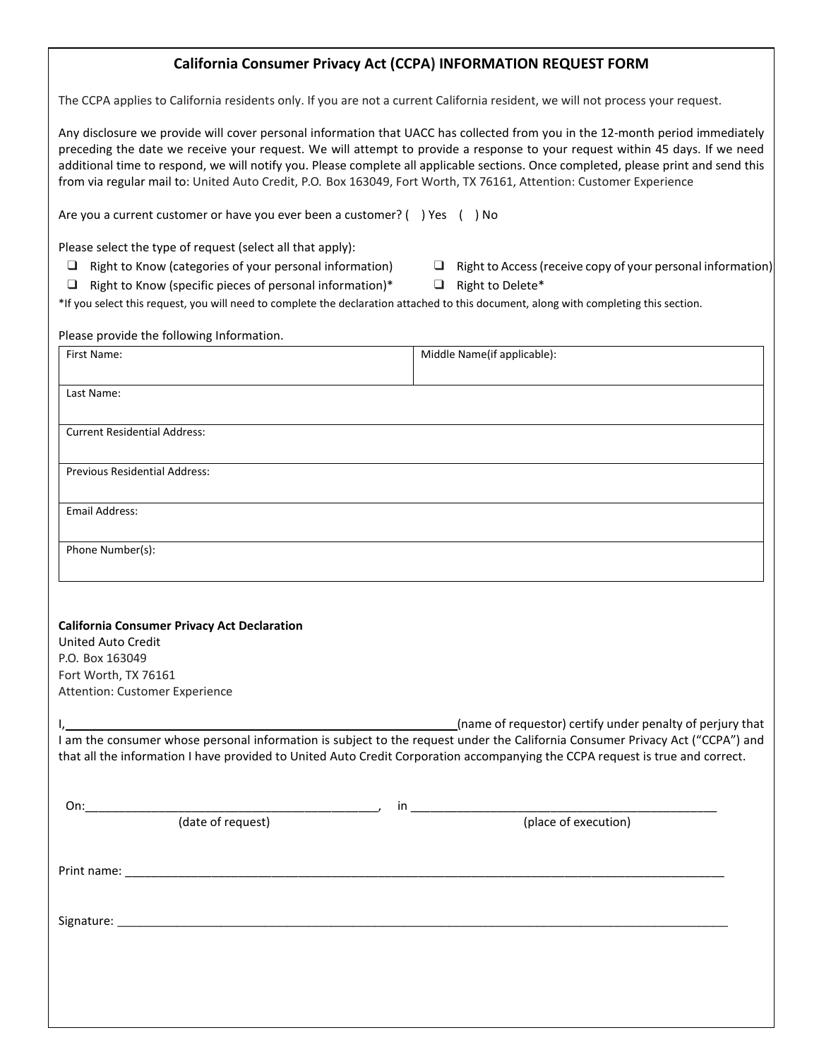## California Consumer Privacy Act (CCPA) INFORMATION REQUEST FORM

The CCPA applies to California residents only. If you are not a current California resident, we will not process your request.

Any disclosure we provide will cover personal information that UACC has collected from you in the 12-month period immediately preceding the date we receive your request. We will attempt to provide a response to your request within 45 days. If we need additional time to respond, we will notify you. Please complete all applicable sections. Once completed, please print and send this from via regular mail to: United Auto Credit, P.O. Box 163049, Fort Worth, TX 76161, Attention: Customer Experience

Are you a current customer or have you ever been a customer? ( ) Yes ( ) No

Please select the type of request (select all that apply):

- ❑ Right to Know (categories of your personal information)
- ❑ Right to Access (receive copy of your personal information)
- ❑ Right to Know (specific pieces of personal information)*
- ❑ Right to Delete*

*If you select this request, you will need to complete the declaration attached to this document, along with completing this section.

Please provide the following Information.

| | |
|---|---|
| First Name: | Middle Name(if applicable): |
| Last Name: | |
| Current Residential Address: | |
| Previous Residential Address: | |
| Email Address: | |
| Phone Number(s): | |

**California Consumer Privacy Act Declaration**
United Auto Credit
P.O. Box 163049
Fort Worth, TX 76161
Attention: Customer Experience

I,\_\_\_\_\_\_\_\_\_\_\_\_\_\_\_\_\_\_\_\_\_\_\_\_\_\_\_\_\_\_\_\_\_\_\_\_\_\_\_\_(name of requestor) certify under penalty of perjury that I am the consumer whose personal information is subject to the request under the California Consumer Privacy Act ("CCPA") and that all the information I have provided to United Auto Credit Corporation accompanying the CCPA request is true and correct.

On:\_\_\_\_\_\_\_\_\_\_\_\_\_\_\_\_\_\_\_\_\_\_\_\_\_\_\_\_\_\_\_\_\_\_\_\_\_\_\_\_, in \_\_\_\_\_\_\_\_\_\_\_\_\_\_\_\_\_\_\_\_\_\_\_\_\_\_\_\_\_\_\_\_\_\_\_\_\_\_\_\_
(date of request) (place of execution)

Print name: \_\_\_\_\_\_\_\_\_\_\_\_\_\_\_\_\_\_\_\_\_\_\_\_\_\_\_\_\_\_\_\_\_\_\_\_\_\_\_\_\_\_\_\_\_\_\_\_\_\_\_\_\_\_\_\_\_\_\_\_\_\_\_\_\_\_\_\_\_\_\_\_

Signature: \_\_\_\_\_\_\_\_\_\_\_\_\_\_\_\_\_\_\_\_\_\_\_\_\_\_\_\_\_\_\_\_\_\_\_\_\_\_\_\_\_\_\_\_\_\_\_\_\_\_\_\_\_\_\_\_\_\_\_\_\_\_\_\_\_\_\_\_\_\_\_\_\_